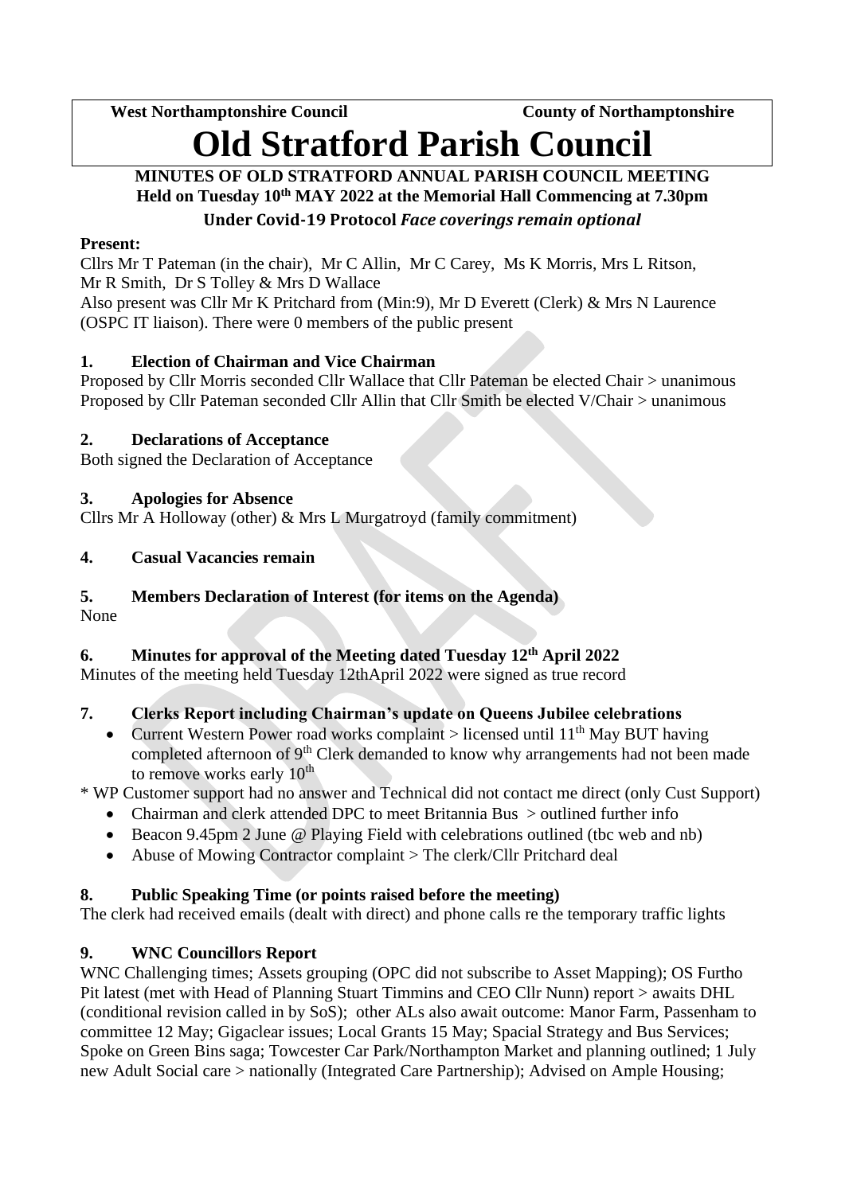**West Northamptonshire Council** **County of Northamptonshire**

# Old Stratford Parish Council

**MINUTES OF OLD STRATFORD ANNUAL PARISH COUNCIL MEETING**
**Held on Tuesday 10th MAY 2022 at the Memorial Hall Commencing at 7.30pm**
**Under Covid-19 Protocol *Face coverings remain optional***

**Present:**
Cllrs Mr T Pateman (in the chair), Mr C Allin, Mr C Carey, Ms K Morris, Mrs L Ritson, Mr R Smith, Dr S Tolley & Mrs D Wallace
Also present was Cllr Mr K Pritchard from (Min:9), Mr D Everett (Clerk) & Mrs N Laurence (OSPC IT liaison). There were 0 members of the public present

### 1. Election of Chairman and Vice Chairman

Proposed by Cllr Morris seconded Cllr Wallace that Cllr Pateman be elected Chair > unanimous
Proposed by Cllr Pateman seconded Cllr Allin that Cllr Smith be elected V/Chair > unanimous

### 2. Declarations of Acceptance

Both signed the Declaration of Acceptance

### 3. Apologies for Absence

Cllrs Mr A Holloway (other) & Mrs L Murgatroyd (family commitment)

### 4. Casual Vacancies remain

### 5. Members Declaration of Interest (for items on the Agenda)

None

### 6. Minutes for approval of the Meeting dated Tuesday 12th April 2022

Minutes of the meeting held Tuesday 12thApril 2022 were signed as true record

### 7. Clerks Report including Chairman's update on Queens Jubilee celebrations

- Current Western Power road works complaint > licensed until 11th May BUT having completed afternoon of 9th Clerk demanded to know why arrangements had not been made to remove works early 10th

* WP Customer support had no answer and Technical did not contact me direct (only Cust Support)

- Chairman and clerk attended DPC to meet Britannia Bus > outlined further info
- Beacon 9.45pm 2 June @ Playing Field with celebrations outlined (tbc web and nb)
- Abuse of Mowing Contractor complaint > The clerk/Cllr Pritchard deal

### 8. Public Speaking Time (or points raised before the meeting)

The clerk had received emails (dealt with direct) and phone calls re the temporary traffic lights

### 9. WNC Councillors Report

WNC Challenging times; Assets grouping (OPC did not subscribe to Asset Mapping); OS Furtho Pit latest (met with Head of Planning Stuart Timmins and CEO Cllr Nunn) report > awaits DHL (conditional revision called in by SoS); other ALs also await outcome: Manor Farm, Passenham to committee 12 May; Gigaclear issues; Local Grants 15 May; Spacial Strategy and Bus Services; Spoke on Green Bins saga; Towcester Car Park/Northampton Market and planning outlined; 1 July new Adult Social care > nationally (Integrated Care Partnership); Advised on Ample Housing;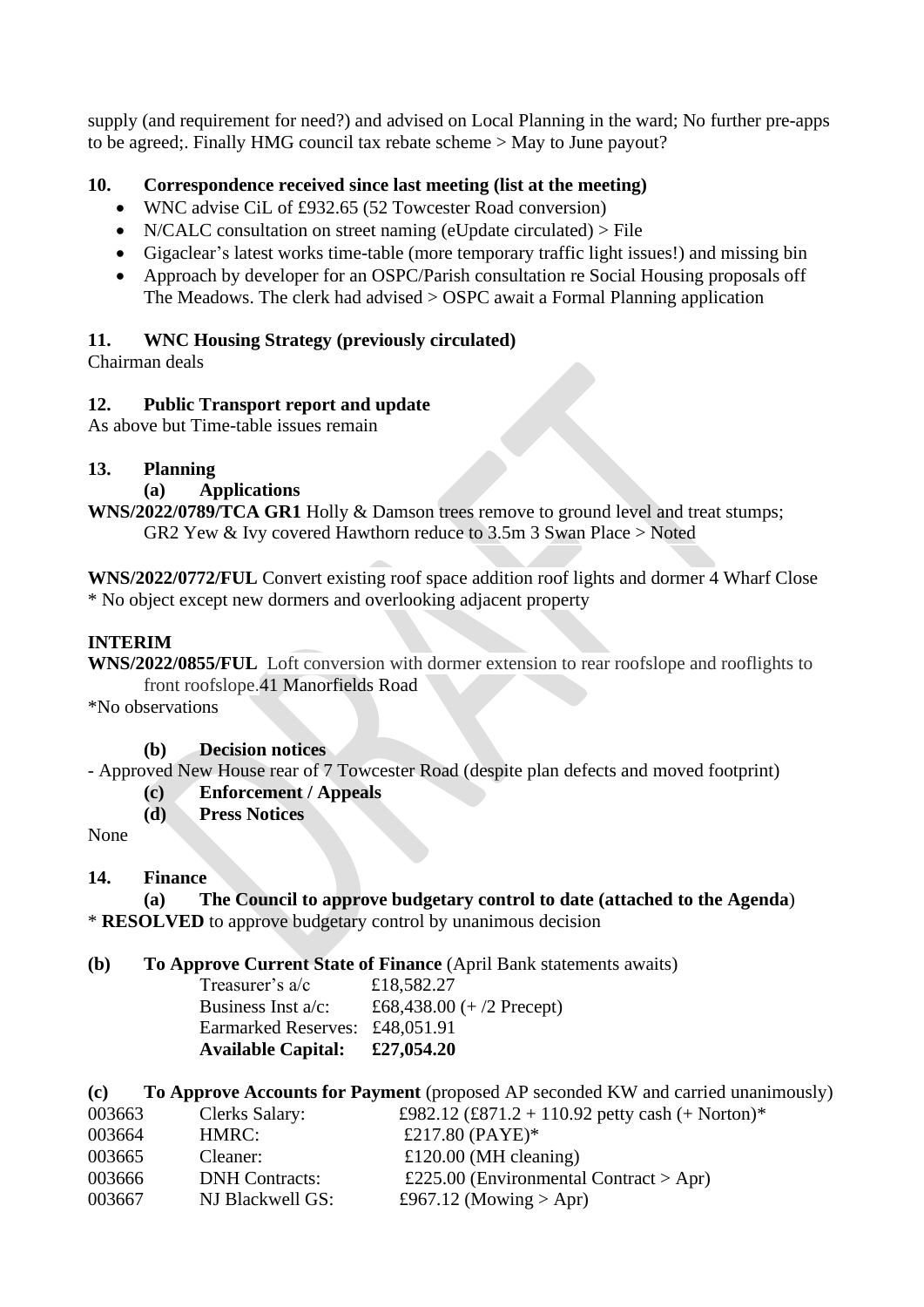supply (and requirement for need?) and advised on Local Planning in the ward; No further pre-apps to be agreed;. Finally HMG council tax rebate scheme > May to June payout?

**10. Correspondence received since last meeting (list at the meeting)**

- WNC advise CiL of £932.65 (52 Towcester Road conversion)
- N/CALC consultation on street naming (eUpdate circulated) > File
- Gigaclear's latest works time-table (more temporary traffic light issues!) and missing bin
- Approach by developer for an OSPC/Parish consultation re Social Housing proposals off The Meadows. The clerk had advised > OSPC await a Formal Planning application

**11. WNC Housing Strategy (previously circulated)**

Chairman deals

**12. Public Transport report and update**

As above but Time-table issues remain

**13. Planning**

**(a) Applications**

**WNS/2022/0789/TCA GR1** Holly & Damson trees remove to ground level and treat stumps; GR2 Yew & Ivy covered Hawthorn reduce to 3.5m 3 Swan Place > Noted

**WNS/2022/0772/FUL** Convert existing roof space addition roof lights and dormer 4 Wharf Close
* No object except new dormers and overlooking adjacent property

**INTERIM**

**WNS/2022/0855/FUL** Loft conversion with dormer extension to rear roofslope and rooflights to front roofslope.41 Manorfields Road
*No observations

**(b) Decision notices**

- Approved New House rear of 7 Towcester Road (despite plan defects and moved footprint)

**(c) Enforcement / Appeals**

**(d) Press Notices**

None

**14. Finance**

**(a) The Council to approve budgetary control to date (attached to the Agenda)**

* **RESOLVED** to approve budgetary control by unanimous decision

**(b) To Approve Current State of Finance** (April Bank statements awaits)

| | |
|---|---|
| Treasurer's a/c | £18,582.27 |
| Business Inst a/c: | £68,438.00 (+ /2 Precept) |
| Earmarked Reserves: | £48,051.91 |
| **Available Capital:** | **£27,054.20** |

**(c) To Approve Accounts for Payment** (proposed AP seconded KW and carried unanimously)

| | | |
|---|---|---|
| 003663 | Clerks Salary: | £982.12 (£871.2 + 110.92 petty cash (+ Norton)* |
| 003664 | HMRC: | £217.80 (PAYE)* |
| 003665 | Cleaner: | £120.00 (MH cleaning) |
| 003666 | DNH Contracts: | £225.00 (Environmental Contract > Apr) |
| 003667 | NJ Blackwell GS: | £967.12 (Mowing > Apr) |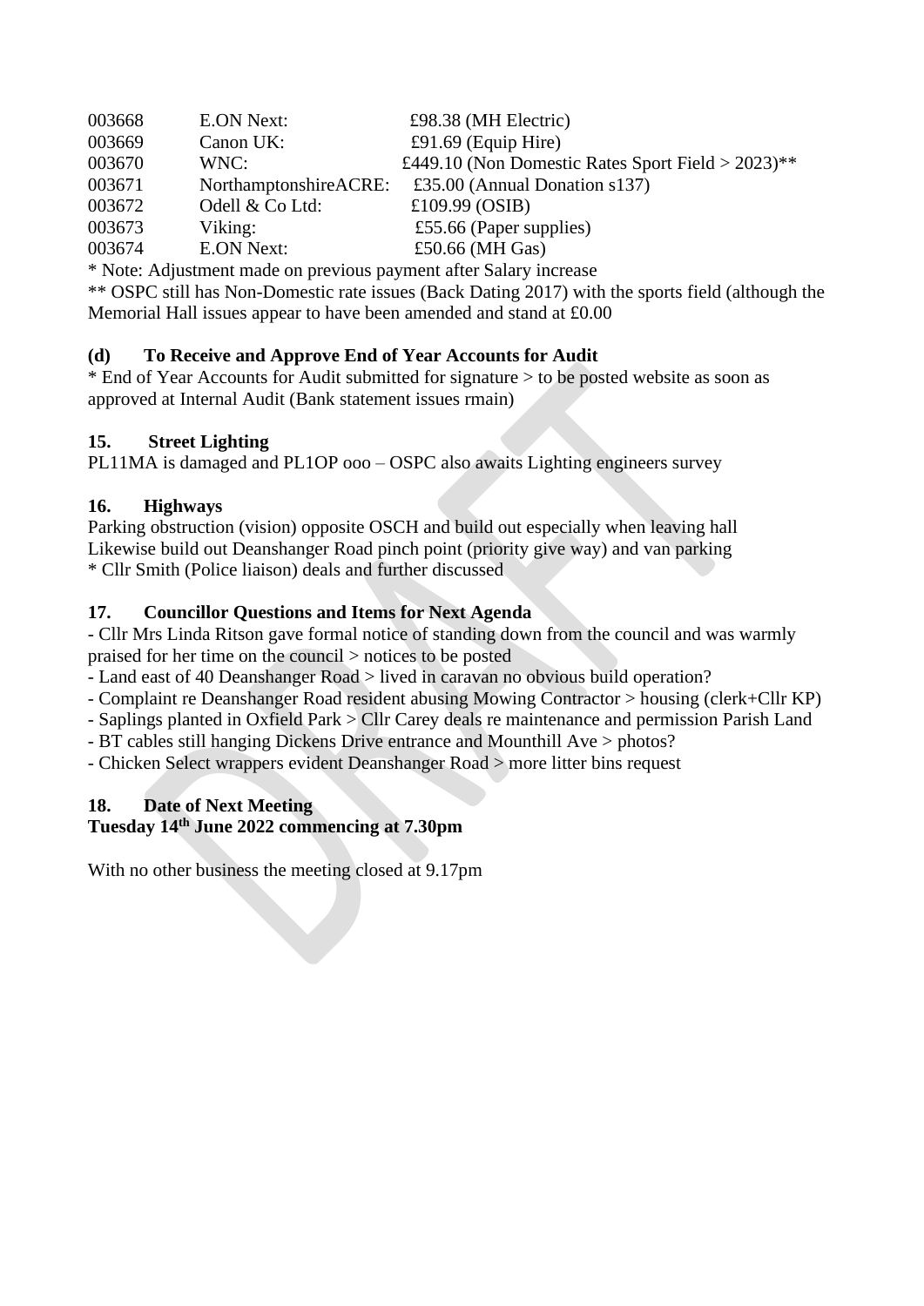| | | |
|---|---|---|
| 003668 | E.ON Next: | £98.38 (MH Electric) |
| 003669 | Canon UK: | £91.69 (Equip Hire) |
| 003670 | WNC: | £449.10 (Non Domestic Rates Sport Field > 2023)** |
| 003671 | NorthamptonshireACRE: | £35.00 (Annual Donation s137) |
| 003672 | Odell & Co Ltd: | £109.99 (OSIB) |
| 003673 | Viking: | £55.66 (Paper supplies) |
| 003674 | E.ON Next: | £50.66 (MH Gas) |

* Note: Adjustment made on previous payment after Salary increase

** OSPC still has Non-Domestic rate issues (Back Dating 2017) with the sports field (although the Memorial Hall issues appear to have been amended and stand at £0.00

**(d) To Receive and Approve End of Year Accounts for Audit**

* End of Year Accounts for Audit submitted for signature > to be posted website as soon as approved at Internal Audit (Bank statement issues rmain)

**15. Street Lighting**

PL11MA is damaged and PL1OP ooo – OSPC also awaits Lighting engineers survey

**16. Highways**

Parking obstruction (vision) opposite OSCH and build out especially when leaving hall
Likewise build out Deanshanger Road pinch point (priority give way) and van parking
* Cllr Smith (Police liaison) deals and further discussed

**17. Councillor Questions and Items for Next Agenda**

- Cllr Mrs Linda Ritson gave formal notice of standing down from the council and was warmly praised for her time on the council > notices to be posted
- Land east of 40 Deanshanger Road > lived in caravan no obvious build operation?
- Complaint re Deanshanger Road resident abusing Mowing Contractor > housing (clerk+Cllr KP)
- Saplings planted in Oxfield Park > Cllr Carey deals re maintenance and permission Parish Land
- BT cables still hanging Dickens Drive entrance and Mounthill Ave > photos?
- Chicken Select wrappers evident Deanshanger Road > more litter bins request

**18. Date of Next Meeting**
**Tuesday 14th June 2022 commencing at 7.30pm**

With no other business the meeting closed at 9.17pm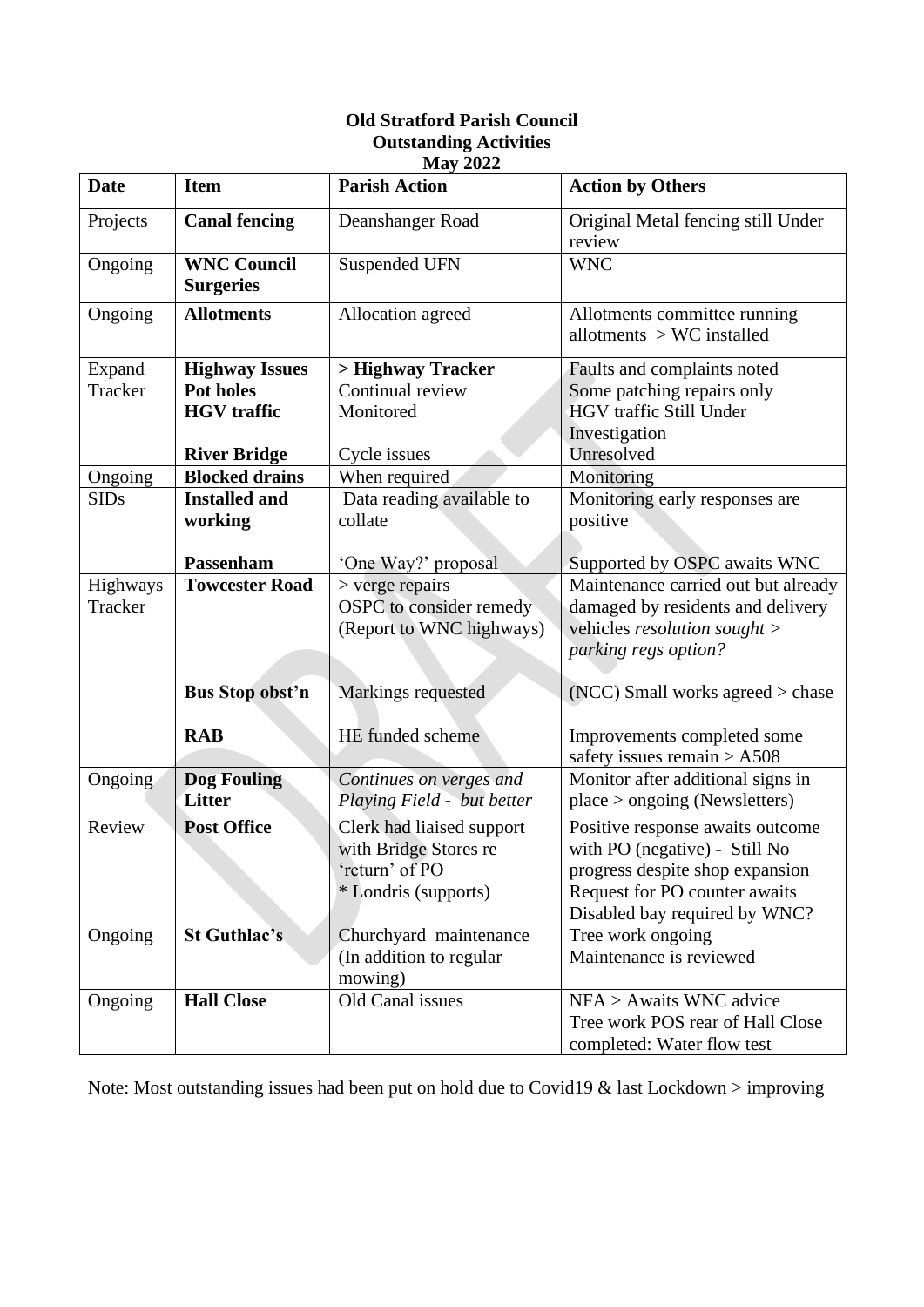**Old Stratford Parish Council**
**Outstanding Activities**
**May 2022**

| Date | Item | Parish Action | Action by Others |
|---|---|---|---|
| Projects | **Canal fencing** | Deanshanger Road | Original Metal fencing still Under review |
| Ongoing | **WNC Council Surgeries** | Suspended UFN | WNC |
| Ongoing | **Allotments** | Allocation agreed | Allotments committee running allotments > WC installed |
| Expand Tracker | **Highway Issues**<br>**Pot holes**<br>**HGV traffic**<br><br>**River Bridge** | **> Highway Tracker**<br>Continual review<br>Monitored<br><br>Cycle issues | Faults and complaints noted<br>Some patching repairs only<br>HGV traffic Still Under Investigation<br>Unresolved |
| Ongoing | **Blocked drains** | When required | Monitoring |
| SIDs | **Installed and working**<br><br>**Passenham** | Data reading available to collate<br><br>'One Way?' proposal | Monitoring early responses are positive<br><br>Supported by OSPC awaits WNC |
| Highways Tracker | **Towcester Road**<br><br><br><br>**Bus Stop obst'n**<br><br>**RAB** | > verge repairs<br>OSPC to consider remedy<br>(Report to WNC highways)<br><br>Markings requested<br><br>HE funded scheme | Maintenance carried out but already damaged by residents and delivery vehicles *resolution sought > parking regs option?*<br><br>(NCC) Small works agreed > chase<br><br>Improvements completed some safety issues remain > A508 |
| Ongoing | **Dog Fouling Litter** | *Continues on verges and Playing Field - but better* | Monitor after additional signs in place > ongoing (Newsletters) |
| Review | **Post Office** | Clerk had liaised support with Bridge Stores re 'return' of PO<br>* Londris (supports) | Positive response awaits outcome with PO (negative) - Still No progress despite shop expansion Request for PO counter awaits Disabled bay required by WNC? |
| Ongoing | **St Guthlac's** | Churchyard maintenance (In addition to regular mowing) | Tree work ongoing<br>Maintenance is reviewed |
| Ongoing | **Hall Close** | Old Canal issues | NFA > Awaits WNC advice<br>Tree work POS rear of Hall Close completed: Water flow test |

Note: Most outstanding issues had been put on hold due to Covid19 & last Lockdown > improving